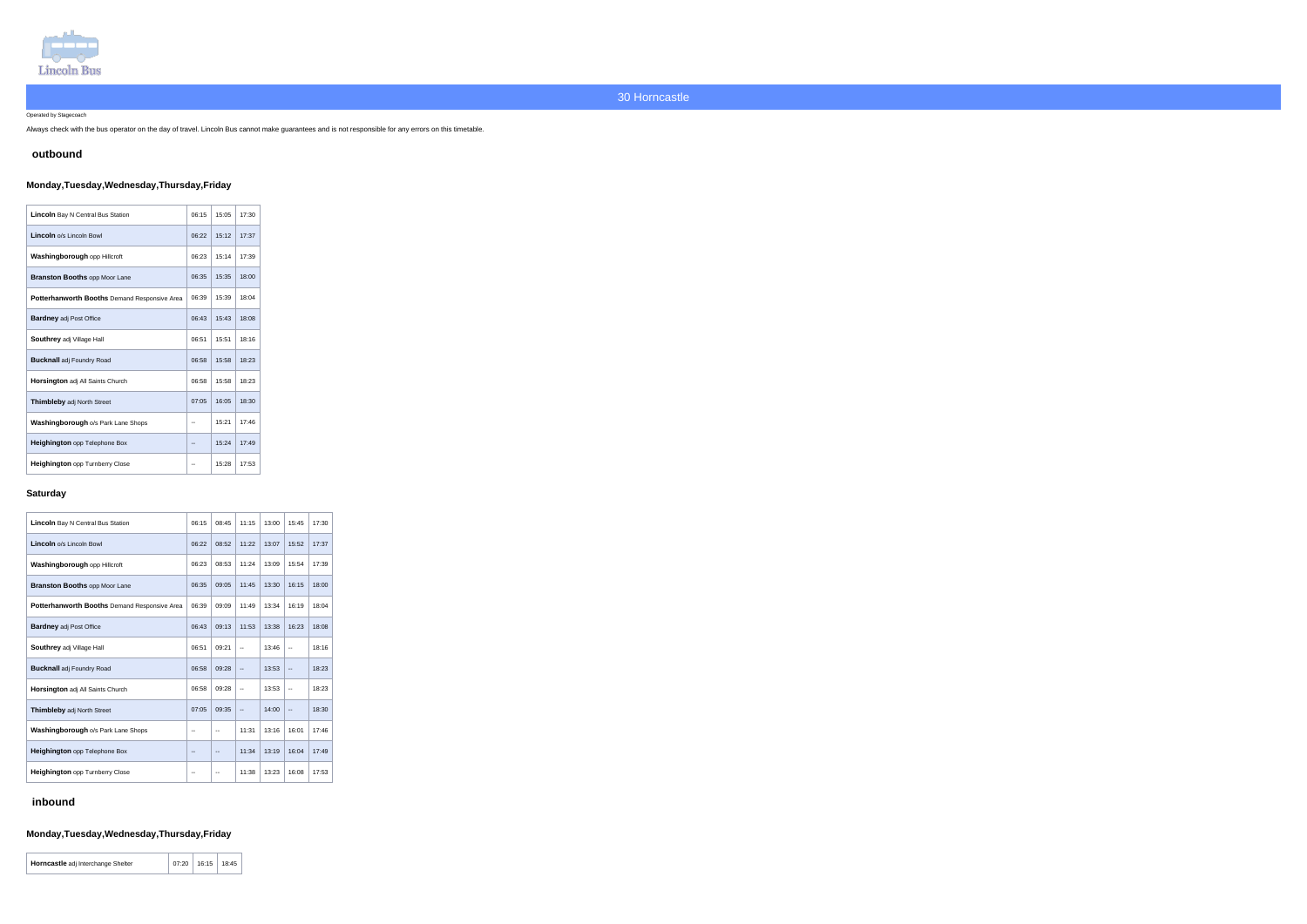Lincoln Bus

# 30 Horncastle

Operated by Stagecoach

Always check with the bus operator on the day of travel. Lincoln Bus cannot make guarantees and is not responsible for any errors on this timetable.

## outbound

### Monday,Tuesday,Wednesday,Thursday,Friday

| Stop | | | |
|---|---|---|---|
| **Lincoln** Bay N Central Bus Station | 06:15 | 15:05 | 17:30 |
| **Lincoln** o/s Lincoln Bowl | 06:22 | 15:12 | 17:37 |
| **Washingborough** opp Hillcroft | 06:23 | 15:14 | 17:39 |
| **Branston Booths** opp Moor Lane | 06:35 | 15:35 | 18:00 |
| **Potterhanworth Booths** Demand Responsive Area | 06:39 | 15:39 | 18:04 |
| **Bardney** adj Post Office | 06:43 | 15:43 | 18:08 |
| **Southrey** adj Village Hall | 06:51 | 15:51 | 18:16 |
| **Bucknall** adj Foundry Road | 06:58 | 15:58 | 18:23 |
| **Horsington** adj All Saints Church | 06:58 | 15:58 | 18:23 |
| **Thimbleby** adj North Street | 07:05 | 16:05 | 18:30 |
| **Washingborough** o/s Park Lane Shops | -- | 15:21 | 17:46 |
| **Heighington** opp Telephone Box | -- | 15:24 | 17:49 |
| **Heighington** opp Turnberry Close | -- | 15:28 | 17:53 |

### Saturday

| Stop | | | | | | |
|---|---|---|---|---|---|---|
| **Lincoln** Bay N Central Bus Station | 06:15 | 08:45 | 11:15 | 13:00 | 15:45 | 17:30 |
| **Lincoln** o/s Lincoln Bowl | 06:22 | 08:52 | 11:22 | 13:07 | 15:52 | 17:37 |
| **Washingborough** opp Hillcroft | 06:23 | 08:53 | 11:24 | 13:09 | 15:54 | 17:39 |
| **Branston Booths** opp Moor Lane | 06:35 | 09:05 | 11:45 | 13:30 | 16:15 | 18:00 |
| **Potterhanworth Booths** Demand Responsive Area | 06:39 | 09:09 | 11:49 | 13:34 | 16:19 | 18:04 |
| **Bardney** adj Post Office | 06:43 | 09:13 | 11:53 | 13:38 | 16:23 | 18:08 |
| **Southrey** adj Village Hall | 06:51 | 09:21 | -- | 13:46 | -- | 18:16 |
| **Bucknall** adj Foundry Road | 06:58 | 09:28 | -- | 13:53 | -- | 18:23 |
| **Horsington** adj All Saints Church | 06:58 | 09:28 | -- | 13:53 | -- | 18:23 |
| **Thimbleby** adj North Street | 07:05 | 09:35 | -- | 14:00 | -- | 18:30 |
| **Washingborough** o/s Park Lane Shops | -- | -- | 11:31 | 13:16 | 16:01 | 17:46 |
| **Heighington** opp Telephone Box | -- | -- | 11:34 | 13:19 | 16:04 | 17:49 |
| **Heighington** opp Turnberry Close | -- | -- | 11:38 | 13:23 | 16:08 | 17:53 |

## inbound

### Monday,Tuesday,Wednesday,Thursday,Friday

| Stop | | | |
|---|---|---|---|
| **Horncastle** adj Interchange Shelter | 07:20 | 16:15 | 18:45 |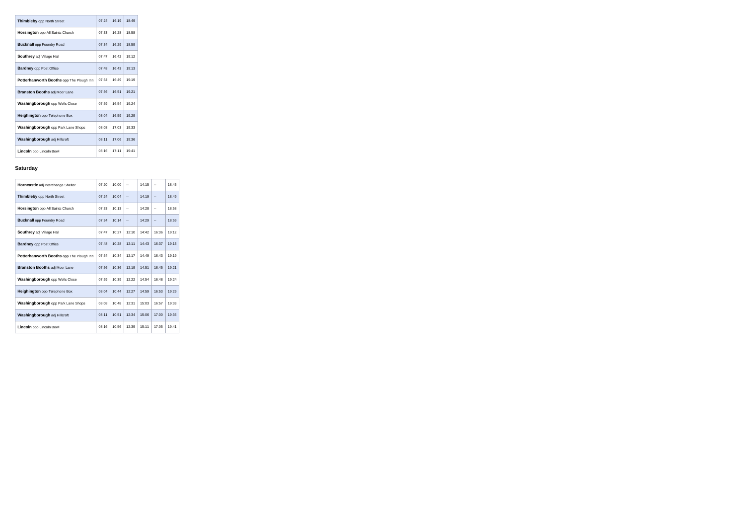| | | | |
|---|---|---|---|
| **Thimbleby** opp North Street | 07:24 | 16:19 | 18:49 |
| **Horsington** opp All Saints Church | 07:33 | 16:28 | 18:58 |
| **Bucknall** opp Foundry Road | 07:34 | 16:29 | 18:59 |
| **Southrey** adj Village Hall | 07:47 | 16:42 | 19:12 |
| **Bardney** opp Post Office | 07:48 | 16:43 | 19:13 |
| **Potterhanworth Booths** opp The Plough Inn | 07:54 | 16:49 | 19:19 |
| **Branston Booths** adj Moor Lane | 07:56 | 16:51 | 19:21 |
| **Washingborough** opp Wells Close | 07:59 | 16:54 | 19:24 |
| **Heighington** opp Telephone Box | 08:04 | 16:59 | 19:29 |
| **Washingborough** opp Park Lane Shops | 08:08 | 17:03 | 19:33 |
| **Washingborough** adj Hillcroft | 08:11 | 17:06 | 19:36 |
| **Lincoln** opp Lincoln Bowl | 08:16 | 17:11 | 19:41 |

### Saturday

| | | | | | | |
|---|---|---|---|---|---|---|
| **Horncastle** adj Interchange Shelter | 07:20 | 10:00 | -- | 14:15 | -- | 18:45 |
| **Thimbleby** opp North Street | 07:24 | 10:04 | -- | 14:19 | -- | 18:49 |
| **Horsington** opp All Saints Church | 07:33 | 10:13 | -- | 14:28 | -- | 18:58 |
| **Bucknall** opp Foundry Road | 07:34 | 10:14 | -- | 14:29 | -- | 18:59 |
| **Southrey** adj Village Hall | 07:47 | 10:27 | 12:10 | 14:42 | 16:36 | 19:12 |
| **Bardney** opp Post Office | 07:48 | 10:28 | 12:11 | 14:43 | 16:37 | 19:13 |
| **Potterhanworth Booths** opp The Plough Inn | 07:54 | 10:34 | 12:17 | 14:49 | 16:43 | 19:19 |
| **Branston Booths** adj Moor Lane | 07:56 | 10:36 | 12:19 | 14:51 | 16:45 | 19:21 |
| **Washingborough** opp Wells Close | 07:59 | 10:39 | 12:22 | 14:54 | 16:48 | 19:24 |
| **Heighington** opp Telephone Box | 08:04 | 10:44 | 12:27 | 14:59 | 16:53 | 19:29 |
| **Washingborough** opp Park Lane Shops | 08:08 | 10:48 | 12:31 | 15:03 | 16:57 | 19:33 |
| **Washingborough** adj Hillcroft | 08:11 | 10:51 | 12:34 | 15:06 | 17:00 | 19:36 |
| **Lincoln** opp Lincoln Bowl | 08:16 | 10:56 | 12:39 | 15:11 | 17:05 | 19:41 |